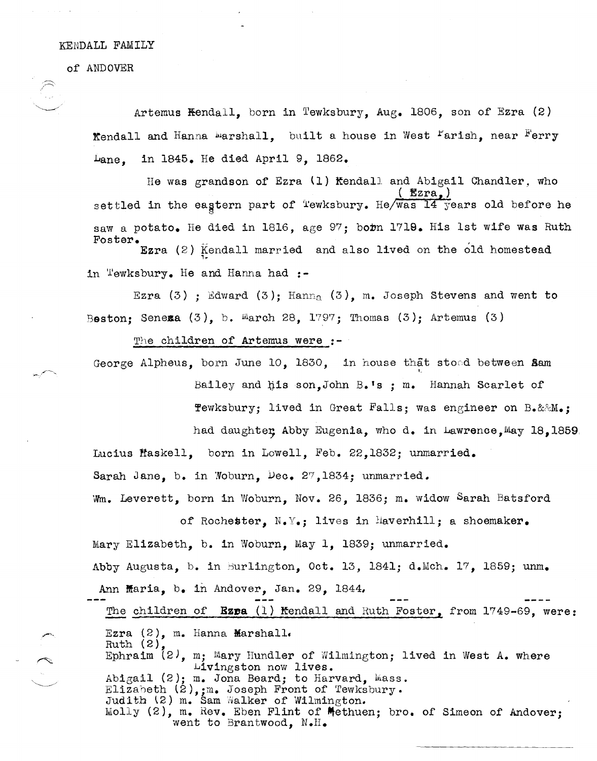KENDALL FAMILY

of ANDOVER

Artemus Kendall, born in Tewksbury, Aug. 1806, son of Ezra (2) Kendall and Hanna Marshall, built a house in West Parish, near Ferry Lane, in 1845. He died April 9, 1862.

He was grandson of Ezra (1) Kendall and Abigail Chandler, who settled in the eastern part of Tewksbury. He (Ezra,) was 14 years old before he saw a potato. He died in 1816, age 97; born 1719. His 1st wife was Ruth Foster.

Ezra (2) Kendall married and also lived on the old homestead in Tewksbury. He and Hanna had :-

Ezra (3) ; Edward (3); Hanna (3), m. Joseph Stevens and went to Boston; Seneca (3), b. March 28, 1797; Thomas (3); Artemus (3)

The children of Artemus were :-

George Alpheus, born June 10, 1830, in house that stood between Sam Bailey and his son, John B.'s ; m. Hannah Scarlet of Tewksbury; lived in Great Falls; was engineer on B.&M.; had daughter, Abby Eugenia, who d. in Lawrence, May 18, 1859.

Lucius Haskell, born in Lowell, Feb. 22, 1832; unmarried.

Sarah Jane, b. in Woburn, Dec. 27, 1834; unmarried.

Wm. Leverett, born in Woburn, Nov. 26, 1836; m. widow Sarah Batsford of Rochester, N.Y.; lives in Haverhill; a shoemaker.

Mary Elizabeth, b. in Woburn, May 1, 1839; unmarried.

Abby Augusta, b. in Burlington, Oct. 13, 1841; d. Mch. 17, 1859; unm.

Ann Maria, b. in Andover, Jan. 29, 1844.

--- --- --- ----

The children of Ezra (1) Kendall and Ruth Foster, from 1749-69, were:

Ezra (2), m. Hanna Marshall.
Ruth (2),
Ephraim (2), m; Mary Hundler of Wilmington; lived in West A. where Livingston now lives.
Abigail (2); m. Jona Beard; to Harvard, Mass.
Elizabeth (2),;m. Joseph Front of Tewksbury.
Judith (2) m. Sam Walker of Wilmington.
Molly (2), m. Rev. Eben Flint of Methuen; bro. of Simeon of Andover; went to Brantwood, N.H.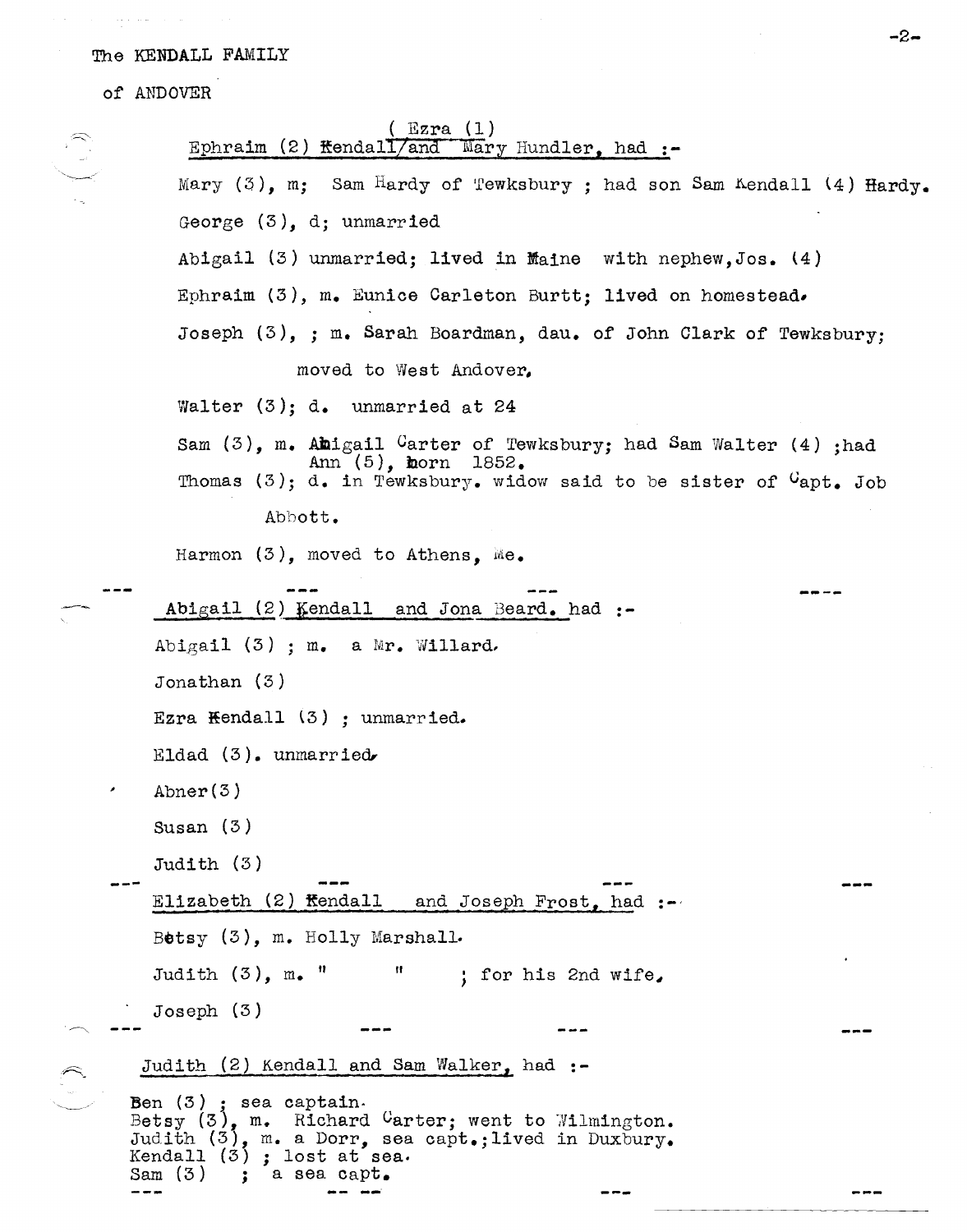The KENDALL FAMILY

of ANDOVER

( Ezra (1)
Ephraim (2) Kendall/and Mary Hundler, had :-

Mary (3), m; Sam Hardy of Tewksbury ; had son Sam Kendall (4) Hardy.

George (3), d; unmarried

Abigail (3) unmarried; lived in Maine with nephew, Jos. (4)

Ephraim (3), m. Eunice Carleton Burtt; lived on homestead.

Joseph (3), ; m. Sarah Boardman, dau. of John Clark of Tewksbury;

moved to West Andover.

Walter (3); d. unmarried at 24

Sam (3), m. Abigail Carter of Tewksbury; had Sam Walter (4) ;had Ann (5), born 1852.

Thomas (3); d. in Tewksbury. widow said to be sister of Capt. Job Abbott.

Harmon (3), moved to Athens, Me.

--- --- --- ---

Abigail (2) Kendall and Jona Beard. had :-

Abigail (3) ; m. a Mr. Willard.

Jonathan (3)

Ezra Kendall (3) ; unmarried.

Eldad (3). unmarried.

Abner (3)

Susan (3)

Judith (3)

--- --- --- ---

Elizabeth (2) Kendall and Joseph Frost, had :-

Betsy (3), m. Holly Marshall.

Judith (3), m. " " ; for his 2nd wife.

Joseph (3)

--- --- --- ---

Judith (2) Kendall and Sam Walker, had :-

Ben (3) ; sea captain.
Betsy (3), m. Richard Carter; went to Wilmington.
Judith (3), m. a Dorr, sea capt.; lived in Duxbury.
Kendall (3) ; lost at sea.
Sam (3) ; a sea capt.

--- -- -- --- ---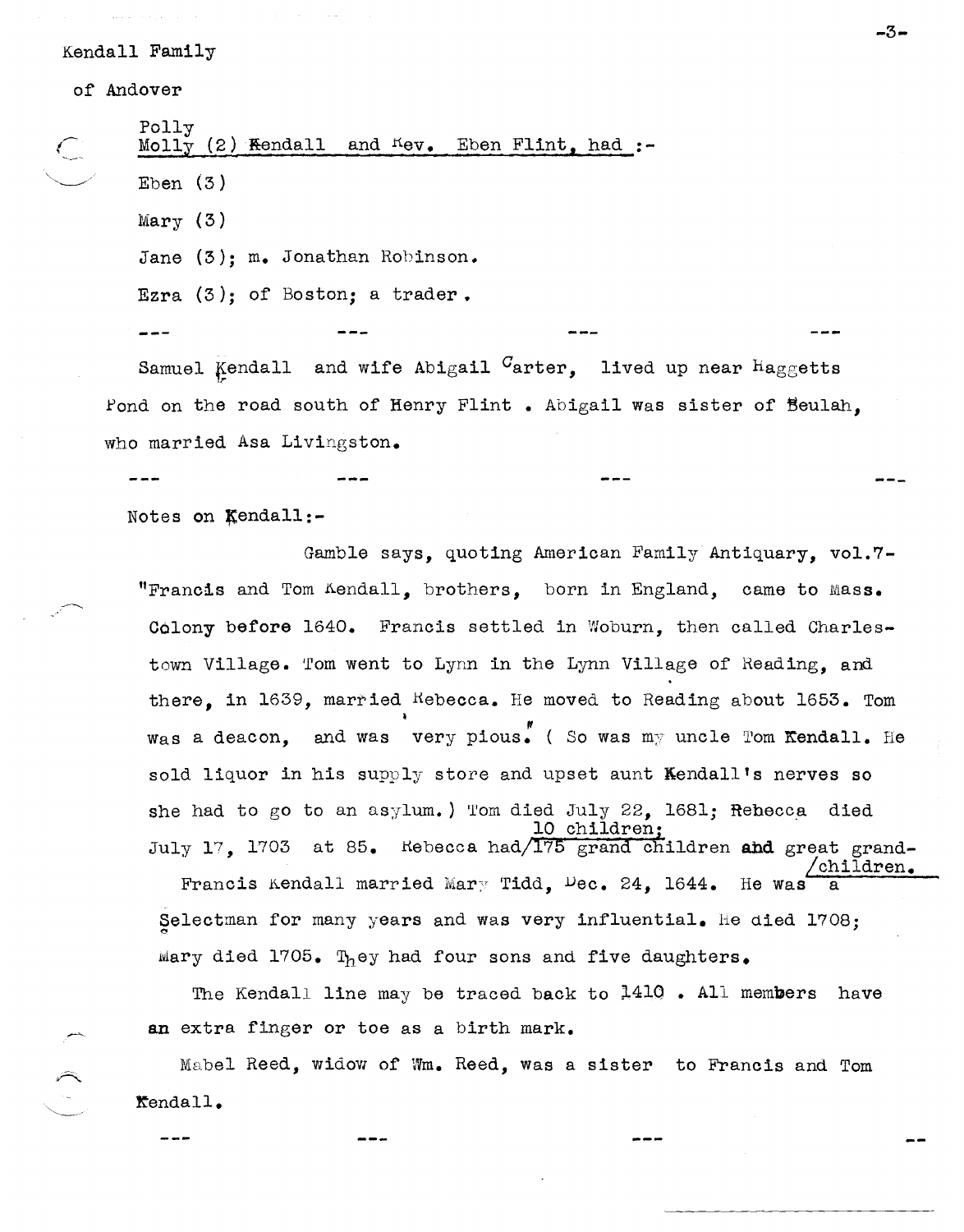Kendall Family

of Andover

Polly
Molly (2) Kendall and Rev. Eben Flint, had :-

Eben (3)

Mary (3)

Jane (3); m. Jonathan Robinson.

Ezra (3); of Boston; a trader.

--- --- --- ---

Samuel Kendall and wife Abigail Carter, lived up near Haggetts Pond on the road south of Henry Flint. Abigail was sister of Beulah, who married Asa Livingston.

--- --- --- ---

Notes on Kendall:-

Gamble says, quoting American Family Antiquary, vol.7- "Francis and Tom Kendall, brothers, born in England, came to Mass. Colony before 1640. Francis settled in Woburn, then called Charlestown Village. Tom went to Lynn in the Lynn Village of Reading, and there, in 1639, married Rebecca. He moved to Reading about 1653. Tom was a deacon, and was "very pious." ( So was my uncle Tom Kendall. He sold liquor in his supply store and upset aunt Kendall's nerves so she had to go to an asylum.) Tom died July 22, 1681; Rebecca died July 17, 1703 at 85. Rebecca had 10 children; 175 grand children and great grand-children.

Francis Kendall married Mary Tidd, Dec. 24, 1644. He was a Selectman for many years and was very influential. He died 1708; Mary died 1705. They had four sons and five daughters.

The Kendall line may be traced back to 1410. All members have an extra finger or toe as a birth mark.

Mabel Reed, widow of Wm. Reed, was a sister to Francis and Tom Kendall.

--- --- --- --